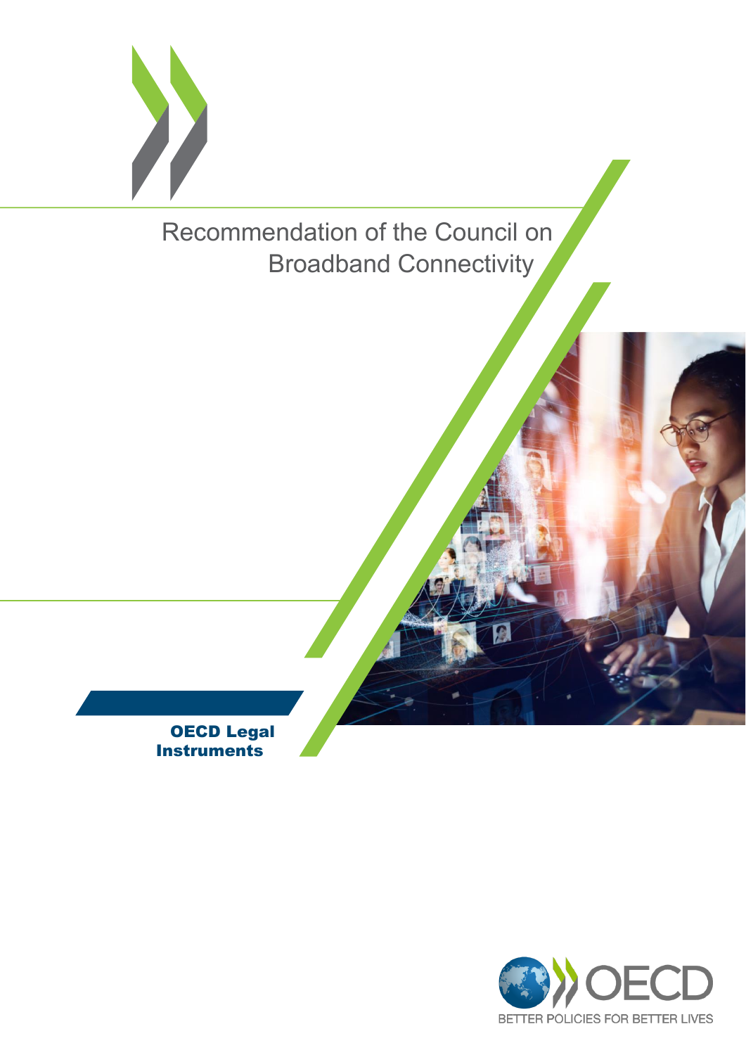# Recommendation of the Council on Broadband Connectivity

**OECD Legal Instruments**

BETTER POLICIES FOR BETTER LIVES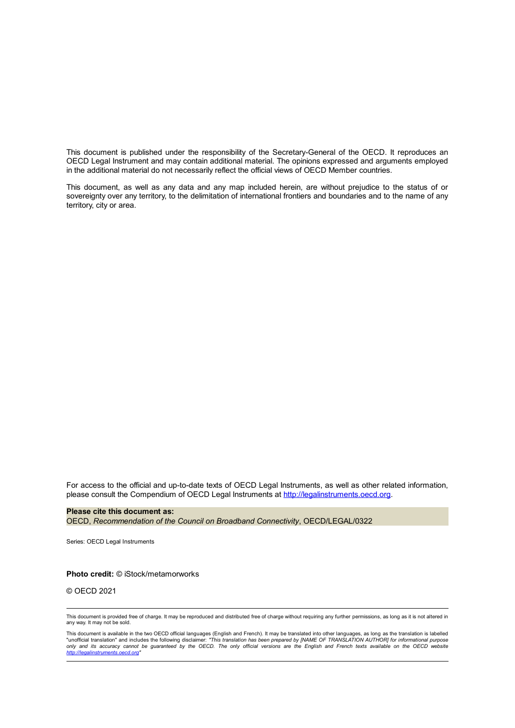This document is published under the responsibility of the Secretary-General of the OECD. It reproduces an OECD Legal Instrument and may contain additional material. The opinions expressed and arguments employed in the additional material do not necessarily reflect the official views of OECD Member countries.

This document, as well as any data and any map included herein, are without prejudice to the status of or sovereignty over any territory, to the delimitation of international frontiers and boundaries and to the name of any territory, city or area.

For access to the official and up-to-date texts of OECD Legal Instruments, as well as other related information, please consult the Compendium of OECD Legal Instruments at http://legalinstruments.oecd.org.

**Please cite this document as:**
OECD, *Recommendation of the Council on Broadband Connectivity*, OECD/LEGAL/0322

Series: OECD Legal Instruments

**Photo credit:** © iStock/metamorworks

© OECD 2021

This document is provided free of charge. It may be reproduced and distributed free of charge without requiring any further permissions, as long as it is not altered in any way. It may not be sold.

This document is available in the two OECD official languages (English and French). It may be translated into other languages, as long as the translation is labelled "unofficial translation" and includes the following disclaimer: *"This translation has been prepared by [NAME OF TRANSLATION AUTHOR] for informational purpose only and its accuracy cannot be guaranteed by the OECD. The only official versions are the English and French texts available on the OECD website http://legalinstruments.oecd.org"*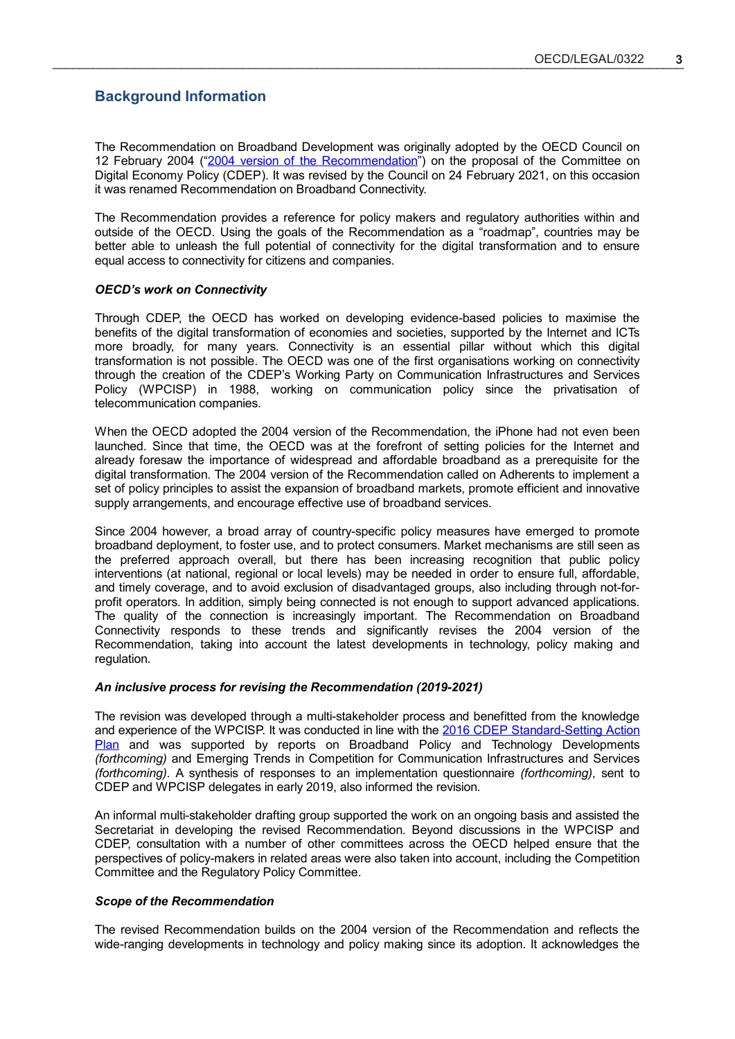## Background Information

The Recommendation on Broadband Development was originally adopted by the OECD Council on 12 February 2004 ("2004 version of the Recommendation") on the proposal of the Committee on Digital Economy Policy (CDEP). It was revised by the Council on 24 February 2021, on this occasion it was renamed Recommendation on Broadband Connectivity.

The Recommendation provides a reference for policy makers and regulatory authorities within and outside of the OECD. Using the goals of the Recommendation as a "roadmap", countries may be better able to unleash the full potential of connectivity for the digital transformation and to ensure equal access to connectivity for citizens and companies.

***OECD's work on Connectivity***

Through CDEP, the OECD has worked on developing evidence-based policies to maximise the benefits of the digital transformation of economies and societies, supported by the Internet and ICTs more broadly, for many years. Connectivity is an essential pillar without which this digital transformation is not possible. The OECD was one of the first organisations working on connectivity through the creation of the CDEP's Working Party on Communication Infrastructures and Services Policy (WPCISP) in 1988, working on communication policy since the privatisation of telecommunication companies.

When the OECD adopted the 2004 version of the Recommendation, the iPhone had not even been launched. Since that time, the OECD was at the forefront of setting policies for the Internet and already foresaw the importance of widespread and affordable broadband as a prerequisite for the digital transformation. The 2004 version of the Recommendation called on Adherents to implement a set of policy principles to assist the expansion of broadband markets, promote efficient and innovative supply arrangements, and encourage effective use of broadband services.

Since 2004 however, a broad array of country-specific policy measures have emerged to promote broadband deployment, to foster use, and to protect consumers. Market mechanisms are still seen as the preferred approach overall, but there has been increasing recognition that public policy interventions (at national, regional or local levels) may be needed in order to ensure full, affordable, and timely coverage, and to avoid exclusion of disadvantaged groups, also including through not-for-profit operators. In addition, simply being connected is not enough to support advanced applications. The quality of the connection is increasingly important. The Recommendation on Broadband Connectivity responds to these trends and significantly revises the 2004 version of the Recommendation, taking into account the latest developments in technology, policy making and regulation.

***An inclusive process for revising the Recommendation (2019-2021)***

The revision was developed through a multi-stakeholder process and benefitted from the knowledge and experience of the WPCISP. It was conducted in line with the 2016 CDEP Standard-Setting Action Plan and was supported by reports on Broadband Policy and Technology Developments *(forthcoming)* and Emerging Trends in Competition for Communication Infrastructures and Services *(forthcoming)*. A synthesis of responses to an implementation questionnaire *(forthcoming)*, sent to CDEP and WPCISP delegates in early 2019, also informed the revision.

An informal multi-stakeholder drafting group supported the work on an ongoing basis and assisted the Secretariat in developing the revised Recommendation. Beyond discussions in the WPCISP and CDEP, consultation with a number of other committees across the OECD helped ensure that the perspectives of policy-makers in related areas were also taken into account, including the Competition Committee and the Regulatory Policy Committee.

***Scope of the Recommendation***

The revised Recommendation builds on the 2004 version of the Recommendation and reflects the wide-ranging developments in technology and policy making since its adoption. It acknowledges the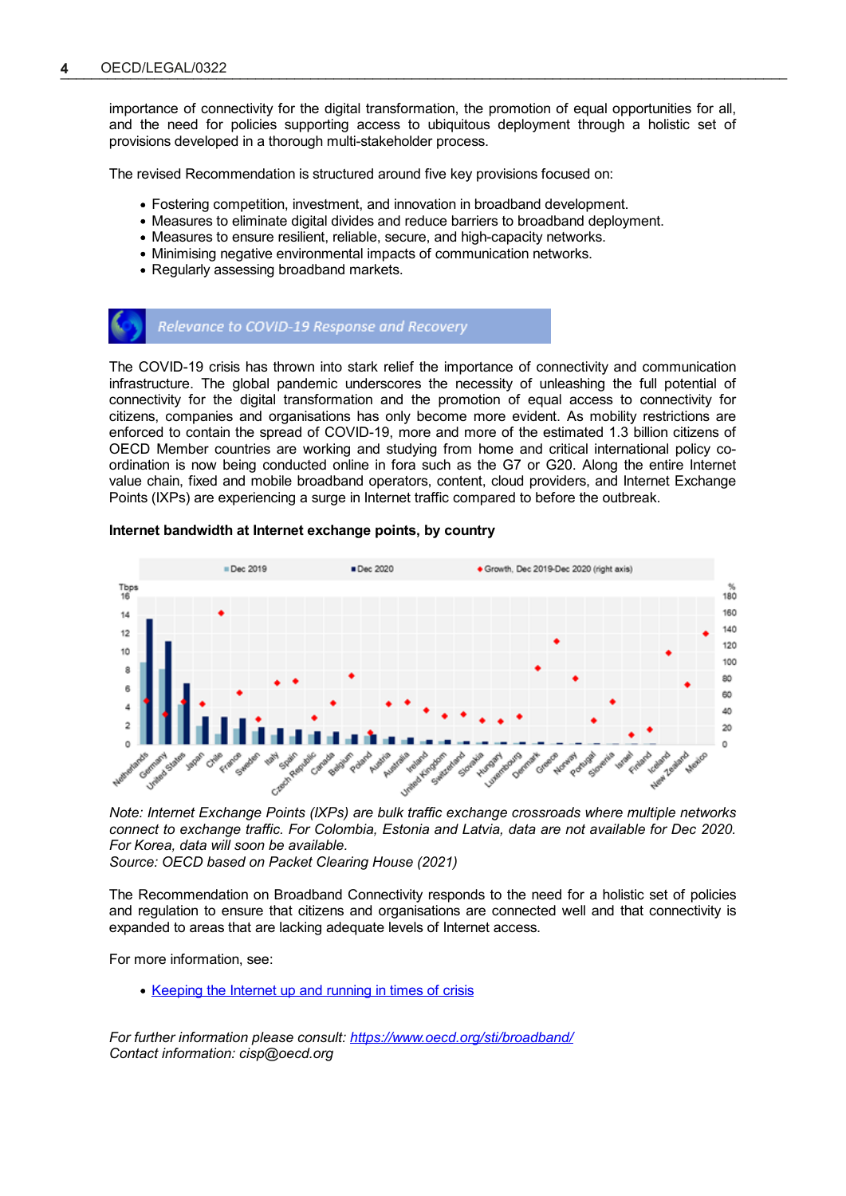importance of connectivity for the digital transformation, the promotion of equal opportunities for all, and the need for policies supporting access to ubiquitous deployment through a holistic set of provisions developed in a thorough multi-stakeholder process.

The revised Recommendation is structured around five key provisions focused on:

- Fostering competition, investment, and innovation in broadband development.
- Measures to eliminate digital divides and reduce barriers to broadband deployment.
- Measures to ensure resilient, reliable, secure, and high-capacity networks.
- Minimising negative environmental impacts of communication networks.
- Regularly assessing broadband markets.

## Relevance to COVID-19 Response and Recovery

The COVID-19 crisis has thrown into stark relief the importance of connectivity and communication infrastructure. The global pandemic underscores the necessity of unleashing the full potential of connectivity for the digital transformation and the promotion of equal access to connectivity for citizens, companies and organisations has only become more evident. As mobility restrictions are enforced to contain the spread of COVID-19, more and more of the estimated 1.3 billion citizens of OECD Member countries are working and studying from home and critical international policy co-ordination is now being conducted online in fora such as the G7 or G20. Along the entire Internet value chain, fixed and mobile broadband operators, content, cloud providers, and Internet Exchange Points (IXPs) are experiencing a surge in Internet traffic compared to before the outbreak.

**Internet bandwidth at Internet exchange points, by country**

*Note: Internet Exchange Points (IXPs) are bulk traffic exchange crossroads where multiple networks connect to exchange traffic. For Colombia, Estonia and Latvia, data are not available for Dec 2020. For Korea, data will soon be available.*
*Source: OECD based on Packet Clearing House (2021)*

The Recommendation on Broadband Connectivity responds to the need for a holistic set of policies and regulation to ensure that citizens and organisations are connected well and that connectivity is expanded to areas that are lacking adequate levels of Internet access.

For more information, see:

- [Keeping the Internet up and running in times of crisis]

*For further information please consult: https://www.oecd.org/sti/broadband/*
*Contact information: cisp@oecd.org*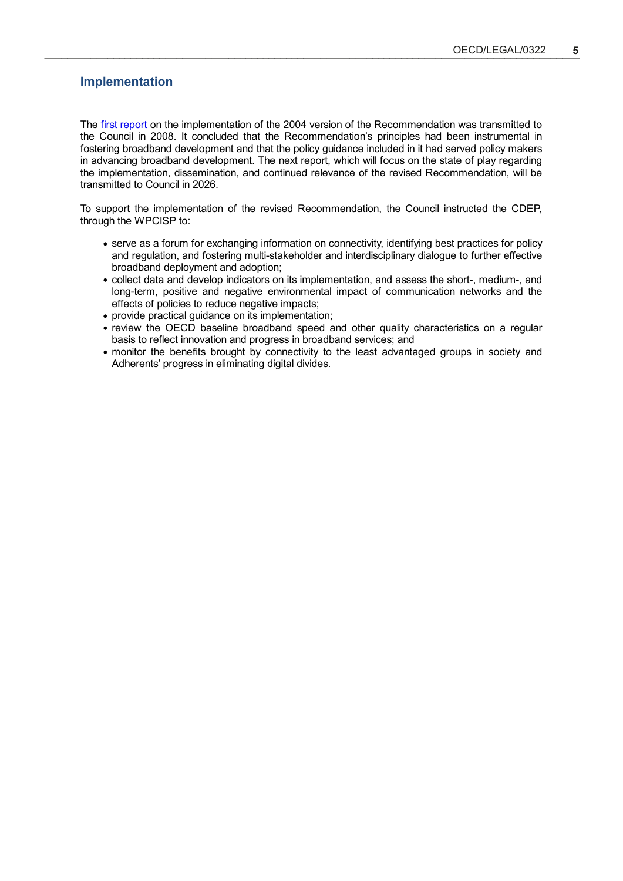## Implementation

The first report on the implementation of the 2004 version of the Recommendation was transmitted to the Council in 2008. It concluded that the Recommendation's principles had been instrumental in fostering broadband development and that the policy guidance included in it had served policy makers in advancing broadband development. The next report, which will focus on the state of play regarding the implementation, dissemination, and continued relevance of the revised Recommendation, will be transmitted to Council in 2026.

To support the implementation of the revised Recommendation, the Council instructed the CDEP, through the WPCISP to:

- serve as a forum for exchanging information on connectivity, identifying best practices for policy and regulation, and fostering multi-stakeholder and interdisciplinary dialogue to further effective broadband deployment and adoption;
- collect data and develop indicators on its implementation, and assess the short-, medium-, and long-term, positive and negative environmental impact of communication networks and the effects of policies to reduce negative impacts;
- provide practical guidance on its implementation;
- review the OECD baseline broadband speed and other quality characteristics on a regular basis to reflect innovation and progress in broadband services; and
- monitor the benefits brought by connectivity to the least advantaged groups in society and Adherents' progress in eliminating digital divides.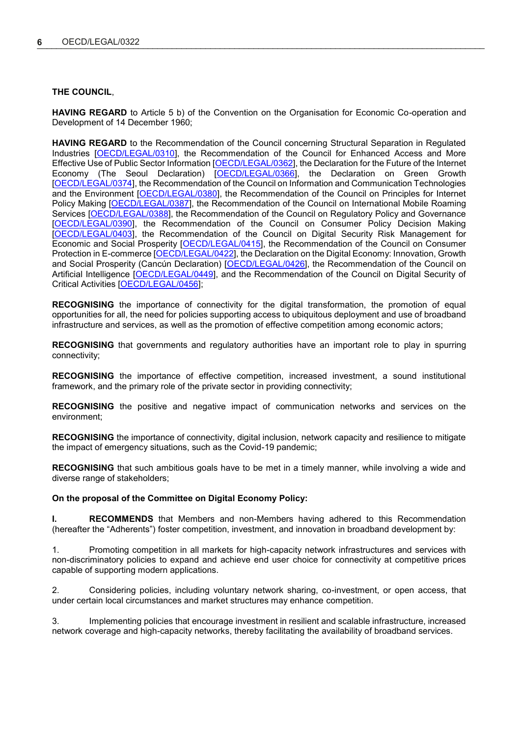**THE COUNCIL**,

**HAVING REGARD** to Article 5 b) of the Convention on the Organisation for Economic Co-operation and Development of 14 December 1960;

**HAVING REGARD** to the Recommendation of the Council concerning Structural Separation in Regulated Industries [OECD/LEGAL/0310], the Recommendation of the Council for Enhanced Access and More Effective Use of Public Sector Information [OECD/LEGAL/0362], the Declaration for the Future of the Internet Economy (The Seoul Declaration) [OECD/LEGAL/0366], the Declaration on Green Growth [OECD/LEGAL/0374], the Recommendation of the Council on Information and Communication Technologies and the Environment [OECD/LEGAL/0380], the Recommendation of the Council on Principles for Internet Policy Making [OECD/LEGAL/0387], the Recommendation of the Council on International Mobile Roaming Services [OECD/LEGAL/0388], the Recommendation of the Council on Regulatory Policy and Governance [OECD/LEGAL/0390], the Recommendation of the Council on Consumer Policy Decision Making [OECD/LEGAL/0403], the Recommendation of the Council on Digital Security Risk Management for Economic and Social Prosperity [OECD/LEGAL/0415], the Recommendation of the Council on Consumer Protection in E-commerce [OECD/LEGAL/0422], the Declaration on the Digital Economy: Innovation, Growth and Social Prosperity (Cancún Declaration) [OECD/LEGAL/0426], the Recommendation of the Council on Artificial Intelligence [OECD/LEGAL/0449], and the Recommendation of the Council on Digital Security of Critical Activities [OECD/LEGAL/0456];

**RECOGNISING** the importance of connectivity for the digital transformation, the promotion of equal opportunities for all, the need for policies supporting access to ubiquitous deployment and use of broadband infrastructure and services, as well as the promotion of effective competition among economic actors;

**RECOGNISING** that governments and regulatory authorities have an important role to play in spurring connectivity;

**RECOGNISING** the importance of effective competition, increased investment, a sound institutional framework, and the primary role of the private sector in providing connectivity;

**RECOGNISING** the positive and negative impact of communication networks and services on the environment;

**RECOGNISING** the importance of connectivity, digital inclusion, network capacity and resilience to mitigate the impact of emergency situations, such as the Covid-19 pandemic;

**RECOGNISING** that such ambitious goals have to be met in a timely manner, while involving a wide and diverse range of stakeholders;

**On the proposal of the Committee on Digital Economy Policy:**

**I. RECOMMENDS** that Members and non-Members having adhered to this Recommendation (hereafter the "Adherents") foster competition, investment, and innovation in broadband development by:

1. Promoting competition in all markets for high-capacity network infrastructures and services with non-discriminatory policies to expand and achieve end user choice for connectivity at competitive prices capable of supporting modern applications.

2. Considering policies, including voluntary network sharing, co-investment, or open access, that under certain local circumstances and market structures may enhance competition.

3. Implementing policies that encourage investment in resilient and scalable infrastructure, increased network coverage and high-capacity networks, thereby facilitating the availability of broadband services.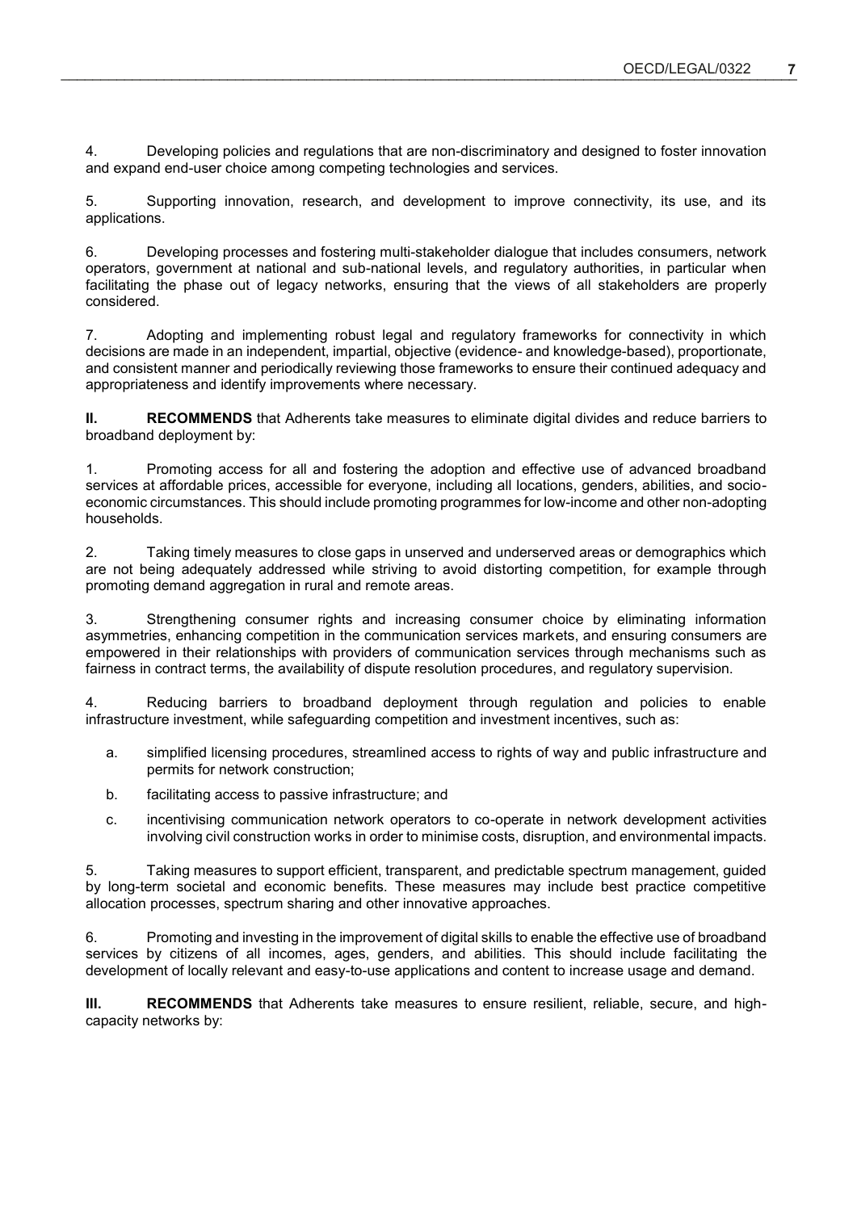4. Developing policies and regulations that are non-discriminatory and designed to foster innovation and expand end-user choice among competing technologies and services.

5. Supporting innovation, research, and development to improve connectivity, its use, and its applications.

6. Developing processes and fostering multi-stakeholder dialogue that includes consumers, network operators, government at national and sub-national levels, and regulatory authorities, in particular when facilitating the phase out of legacy networks, ensuring that the views of all stakeholders are properly considered.

7. Adopting and implementing robust legal and regulatory frameworks for connectivity in which decisions are made in an independent, impartial, objective (evidence- and knowledge-based), proportionate, and consistent manner and periodically reviewing those frameworks to ensure their continued adequacy and appropriateness and identify improvements where necessary.

**II. RECOMMENDS** that Adherents take measures to eliminate digital divides and reduce barriers to broadband deployment by:

1. Promoting access for all and fostering the adoption and effective use of advanced broadband services at affordable prices, accessible for everyone, including all locations, genders, abilities, and socio-economic circumstances. This should include promoting programmes for low-income and other non-adopting households.

2. Taking timely measures to close gaps in unserved and underserved areas or demographics which are not being adequately addressed while striving to avoid distorting competition, for example through promoting demand aggregation in rural and remote areas.

3. Strengthening consumer rights and increasing consumer choice by eliminating information asymmetries, enhancing competition in the communication services markets, and ensuring consumers are empowered in their relationships with providers of communication services through mechanisms such as fairness in contract terms, the availability of dispute resolution procedures, and regulatory supervision.

4. Reducing barriers to broadband deployment through regulation and policies to enable infrastructure investment, while safeguarding competition and investment incentives, such as:

   a. simplified licensing procedures, streamlined access to rights of way and public infrastructure and permits for network construction;

   b. facilitating access to passive infrastructure; and

   c. incentivising communication network operators to co-operate in network development activities involving civil construction works in order to minimise costs, disruption, and environmental impacts.

5. Taking measures to support efficient, transparent, and predictable spectrum management, guided by long-term societal and economic benefits. These measures may include best practice competitive allocation processes, spectrum sharing and other innovative approaches.

6. Promoting and investing in the improvement of digital skills to enable the effective use of broadband services by citizens of all incomes, ages, genders, and abilities. This should include facilitating the development of locally relevant and easy-to-use applications and content to increase usage and demand.

**III. RECOMMENDS** that Adherents take measures to ensure resilient, reliable, secure, and high-capacity networks by: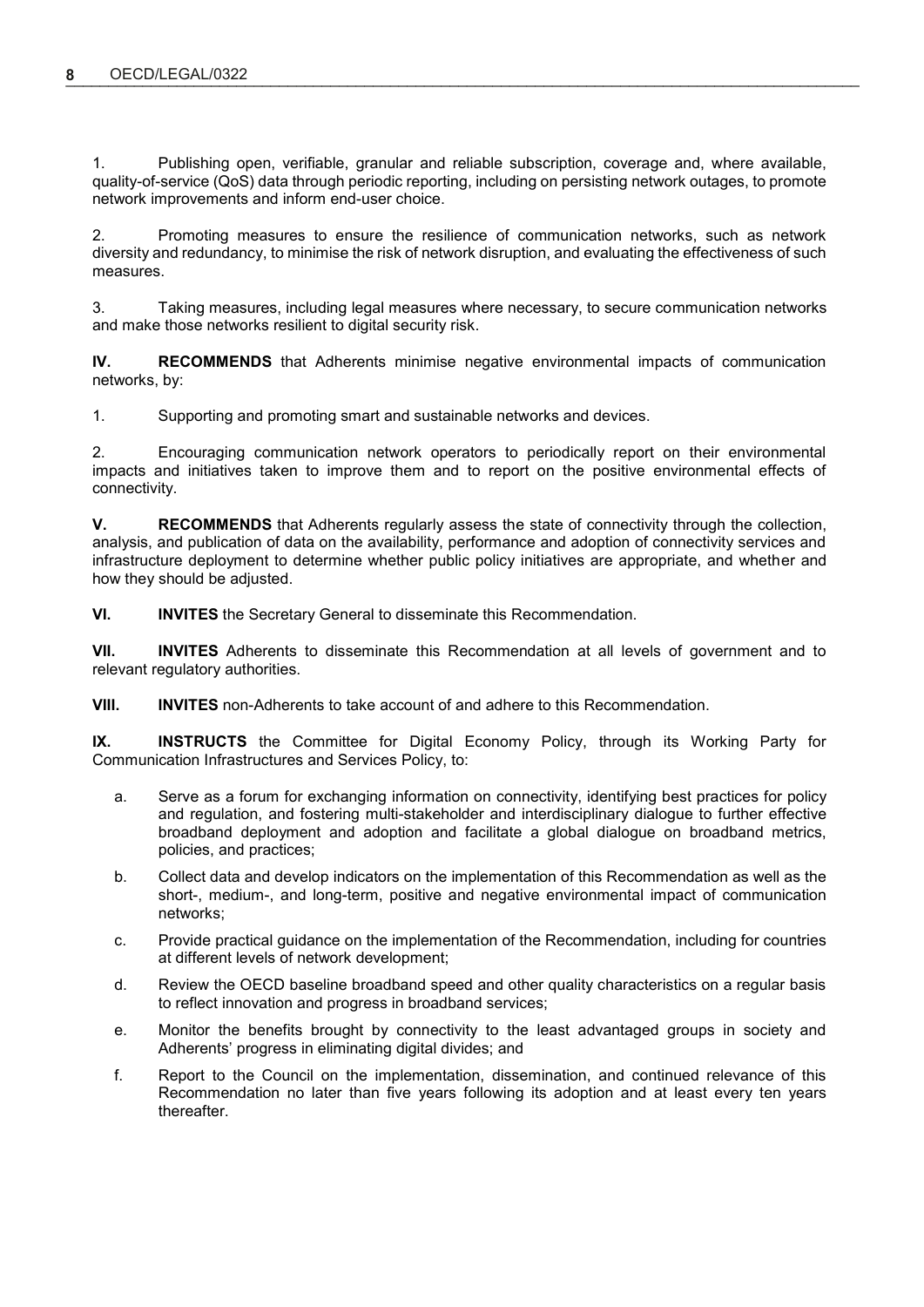1. Publishing open, verifiable, granular and reliable subscription, coverage and, where available, quality-of-service (QoS) data through periodic reporting, including on persisting network outages, to promote network improvements and inform end-user choice.

2. Promoting measures to ensure the resilience of communication networks, such as network diversity and redundancy, to minimise the risk of network disruption, and evaluating the effectiveness of such measures.

3. Taking measures, including legal measures where necessary, to secure communication networks and make those networks resilient to digital security risk.

**IV. RECOMMENDS** that Adherents minimise negative environmental impacts of communication networks, by:

1. Supporting and promoting smart and sustainable networks and devices.

2. Encouraging communication network operators to periodically report on their environmental impacts and initiatives taken to improve them and to report on the positive environmental effects of connectivity.

**V. RECOMMENDS** that Adherents regularly assess the state of connectivity through the collection, analysis, and publication of data on the availability, performance and adoption of connectivity services and infrastructure deployment to determine whether public policy initiatives are appropriate, and whether and how they should be adjusted.

**VI. INVITES** the Secretary General to disseminate this Recommendation.

**VII. INVITES** Adherents to disseminate this Recommendation at all levels of government and to relevant regulatory authorities.

**VIII. INVITES** non-Adherents to take account of and adhere to this Recommendation.

**IX. INSTRUCTS** the Committee for Digital Economy Policy, through its Working Party for Communication Infrastructures and Services Policy, to:

a. Serve as a forum for exchanging information on connectivity, identifying best practices for policy and regulation, and fostering multi-stakeholder and interdisciplinary dialogue to further effective broadband deployment and adoption and facilitate a global dialogue on broadband metrics, policies, and practices;

b. Collect data and develop indicators on the implementation of this Recommendation as well as the short-, medium-, and long-term, positive and negative environmental impact of communication networks;

c. Provide practical guidance on the implementation of the Recommendation, including for countries at different levels of network development;

d. Review the OECD baseline broadband speed and other quality characteristics on a regular basis to reflect innovation and progress in broadband services;

e. Monitor the benefits brought by connectivity to the least advantaged groups in society and Adherents' progress in eliminating digital divides; and

f. Report to the Council on the implementation, dissemination, and continued relevance of this Recommendation no later than five years following its adoption and at least every ten years thereafter.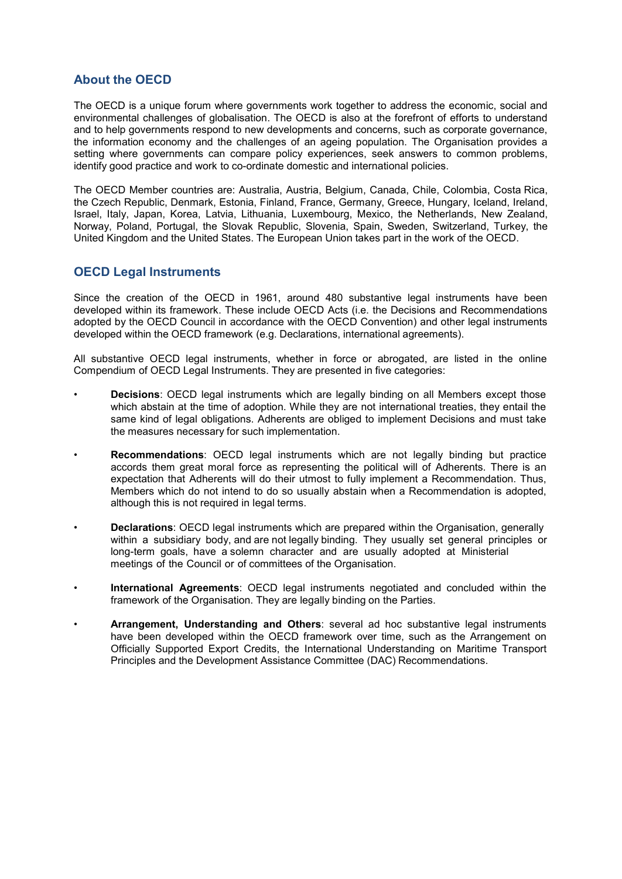## About the OECD

The OECD is a unique forum where governments work together to address the economic, social and environmental challenges of globalisation. The OECD is also at the forefront of efforts to understand and to help governments respond to new developments and concerns, such as corporate governance, the information economy and the challenges of an ageing population. The Organisation provides a setting where governments can compare policy experiences, seek answers to common problems, identify good practice and work to co-ordinate domestic and international policies.

The OECD Member countries are: Australia, Austria, Belgium, Canada, Chile, Colombia, Costa Rica, the Czech Republic, Denmark, Estonia, Finland, France, Germany, Greece, Hungary, Iceland, Ireland, Israel, Italy, Japan, Korea, Latvia, Lithuania, Luxembourg, Mexico, the Netherlands, New Zealand, Norway, Poland, Portugal, the Slovak Republic, Slovenia, Spain, Sweden, Switzerland, Turkey, the United Kingdom and the United States. The European Union takes part in the work of the OECD.

## OECD Legal Instruments

Since the creation of the OECD in 1961, around 480 substantive legal instruments have been developed within its framework. These include OECD Acts (i.e. the Decisions and Recommendations adopted by the OECD Council in accordance with the OECD Convention) and other legal instruments developed within the OECD framework (e.g. Declarations, international agreements).

All substantive OECD legal instruments, whether in force or abrogated, are listed in the online Compendium of OECD Legal Instruments. They are presented in five categories:

- **Decisions**: OECD legal instruments which are legally binding on all Members except those which abstain at the time of adoption. While they are not international treaties, they entail the same kind of legal obligations. Adherents are obliged to implement Decisions and must take the measures necessary for such implementation.

- **Recommendations**: OECD legal instruments which are not legally binding but practice accords them great moral force as representing the political will of Adherents. There is an expectation that Adherents will do their utmost to fully implement a Recommendation. Thus, Members which do not intend to do so usually abstain when a Recommendation is adopted, although this is not required in legal terms.

- **Declarations**: OECD legal instruments which are prepared within the Organisation, generally within a subsidiary body, and are not legally binding. They usually set general principles or long-term goals, have a solemn character and are usually adopted at Ministerial meetings of the Council or of committees of the Organisation.

- **International Agreements**: OECD legal instruments negotiated and concluded within the framework of the Organisation. They are legally binding on the Parties.

- **Arrangement, Understanding and Others**: several ad hoc substantive legal instruments have been developed within the OECD framework over time, such as the Arrangement on Officially Supported Export Credits, the International Understanding on Maritime Transport Principles and the Development Assistance Committee (DAC) Recommendations.